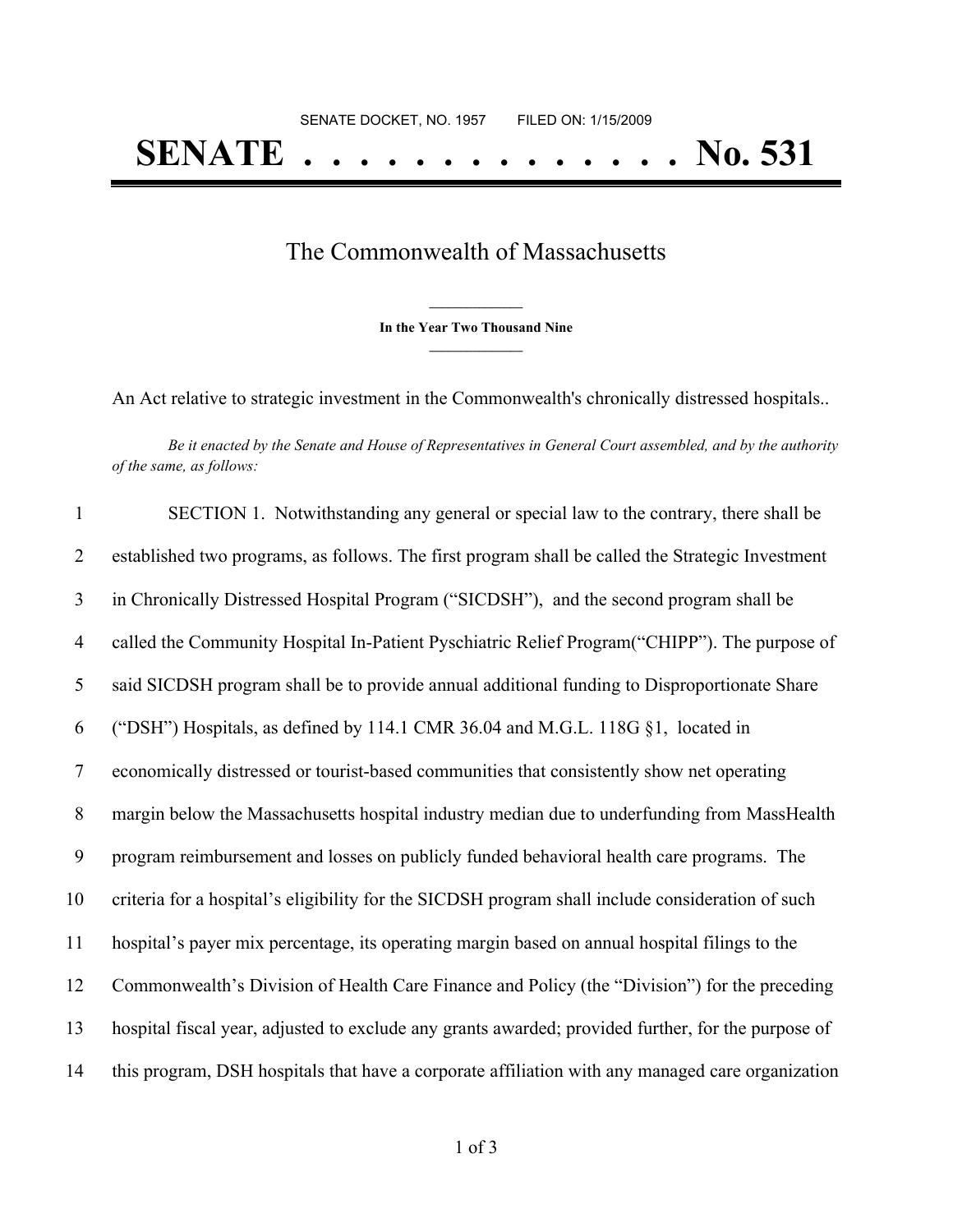SENATE DOCKET, NO. 1957        FILED ON: 1/15/2009

# SENATE . . . . . . . . . . . . . . No. 531

## The Commonwealth of Massachusetts

**In the Year Two Thousand Nine**

An Act relative to strategic investment in the Commonwealth's chronically distressed hospitals..

*Be it enacted by the Senate and House of Representatives in General Court assembled, and by the authority of the same, as follows:*

SECTION 1. Notwithstanding any general or special law to the contrary, there shall be established two programs, as follows. The first program shall be called the Strategic Investment in Chronically Distressed Hospital Program ("SICDSH"), and the second program shall be called the Community Hospital In-Patient Pyschiatric Relief Program("CHIPP"). The purpose of said SICDSH program shall be to provide annual additional funding to Disproportionate Share ("DSH") Hospitals, as defined by 114.1 CMR 36.04 and M.G.L. 118G §1, located in economically distressed or tourist-based communities that consistently show net operating margin below the Massachusetts hospital industry median due to underfunding from MassHealth program reimbursement and losses on publicly funded behavioral health care programs. The criteria for a hospital's eligibility for the SICDSH program shall include consideration of such hospital's payer mix percentage, its operating margin based on annual hospital filings to the Commonwealth's Division of Health Care Finance and Policy (the "Division") for the preceding hospital fiscal year, adjusted to exclude any grants awarded; provided further, for the purpose of this program, DSH hospitals that have a corporate affiliation with any managed care organization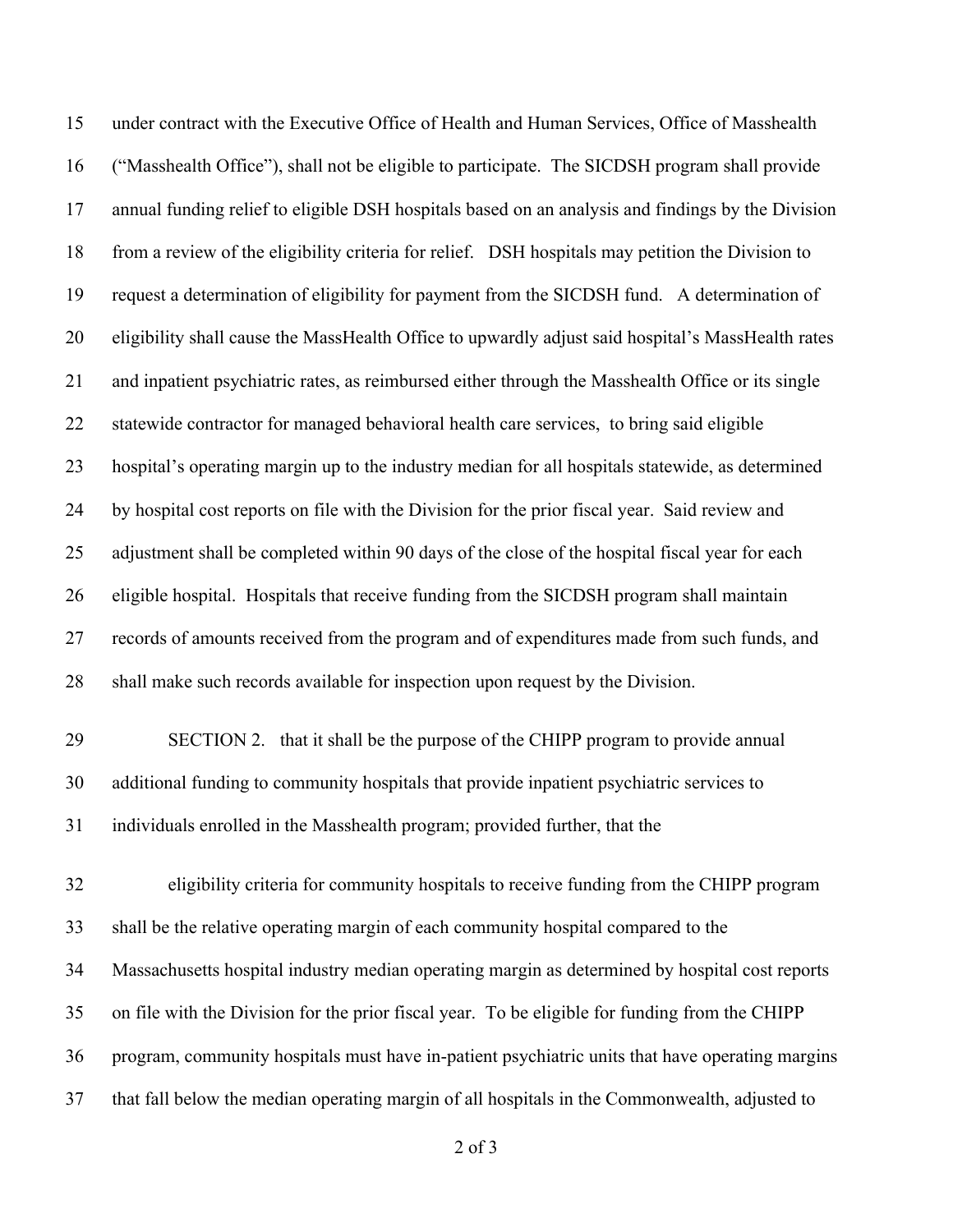under contract with the Executive Office of Health and Human Services, Office of Masshealth ("Masshealth Office"), shall not be eligible to participate. The SICDSH program shall provide annual funding relief to eligible DSH hospitals based on an analysis and findings by the Division from a review of the eligibility criteria for relief. DSH hospitals may petition the Division to request a determination of eligibility for payment from the SICDSH fund. A determination of eligibility shall cause the MassHealth Office to upwardly adjust said hospital's MassHealth rates and inpatient psychiatric rates, as reimbursed either through the Masshealth Office or its single statewide contractor for managed behavioral health care services, to bring said eligible hospital's operating margin up to the industry median for all hospitals statewide, as determined by hospital cost reports on file with the Division for the prior fiscal year. Said review and adjustment shall be completed within 90 days of the close of the hospital fiscal year for each eligible hospital. Hospitals that receive funding from the SICDSH program shall maintain records of amounts received from the program and of expenditures made from such funds, and shall make such records available for inspection upon request by the Division.

SECTION 2. that it shall be the purpose of the CHIPP program to provide annual additional funding to community hospitals that provide inpatient psychiatric services to individuals enrolled in the Masshealth program; provided further, that the

eligibility criteria for community hospitals to receive funding from the CHIPP program shall be the relative operating margin of each community hospital compared to the Massachusetts hospital industry median operating margin as determined by hospital cost reports on file with the Division for the prior fiscal year. To be eligible for funding from the CHIPP program, community hospitals must have in-patient psychiatric units that have operating margins that fall below the median operating margin of all hospitals in the Commonwealth, adjusted to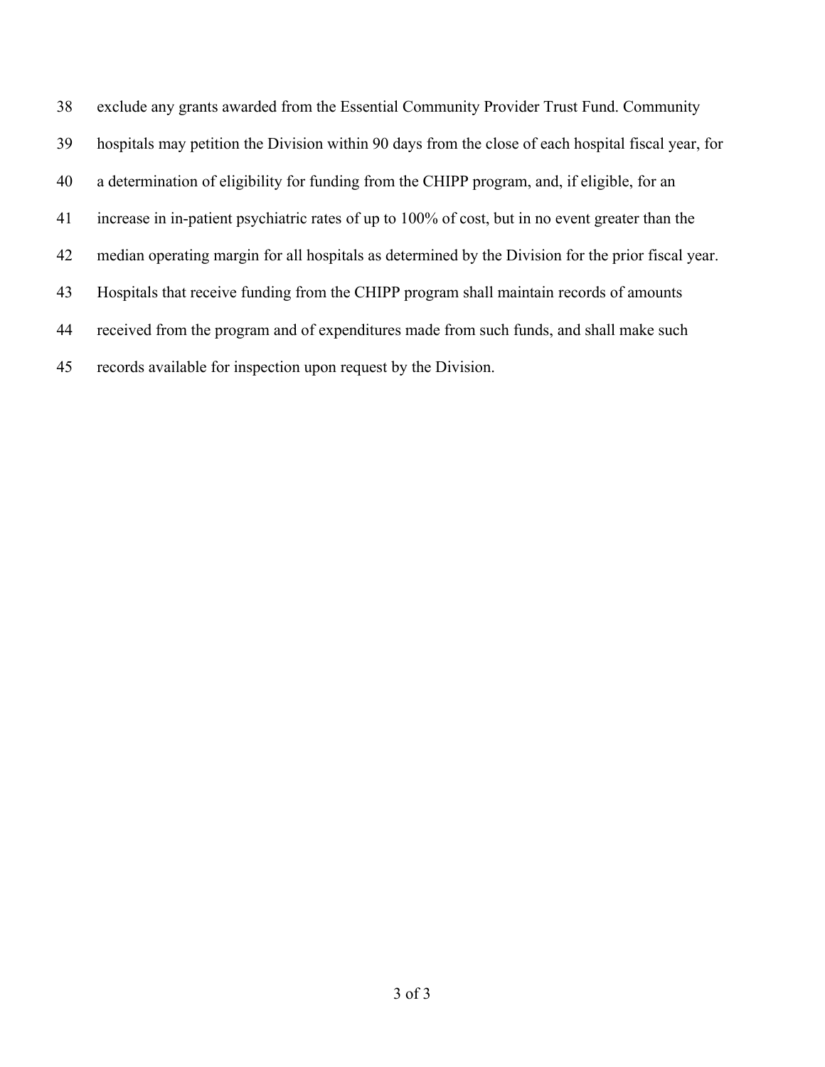38 exclude any grants awarded from the Essential Community Provider Trust Fund. Community

39 hospitals may petition the Division within 90 days from the close of each hospital fiscal year, for

40 a determination of eligibility for funding from the CHIPP program, and, if eligible, for an

41 increase in in-patient psychiatric rates of up to 100% of cost, but in no event greater than the

42 median operating margin for all hospitals as determined by the Division for the prior fiscal year.

43 Hospitals that receive funding from the CHIPP program shall maintain records of amounts

44 received from the program and of expenditures made from such funds, and shall make such

45 records available for inspection upon request by the Division.